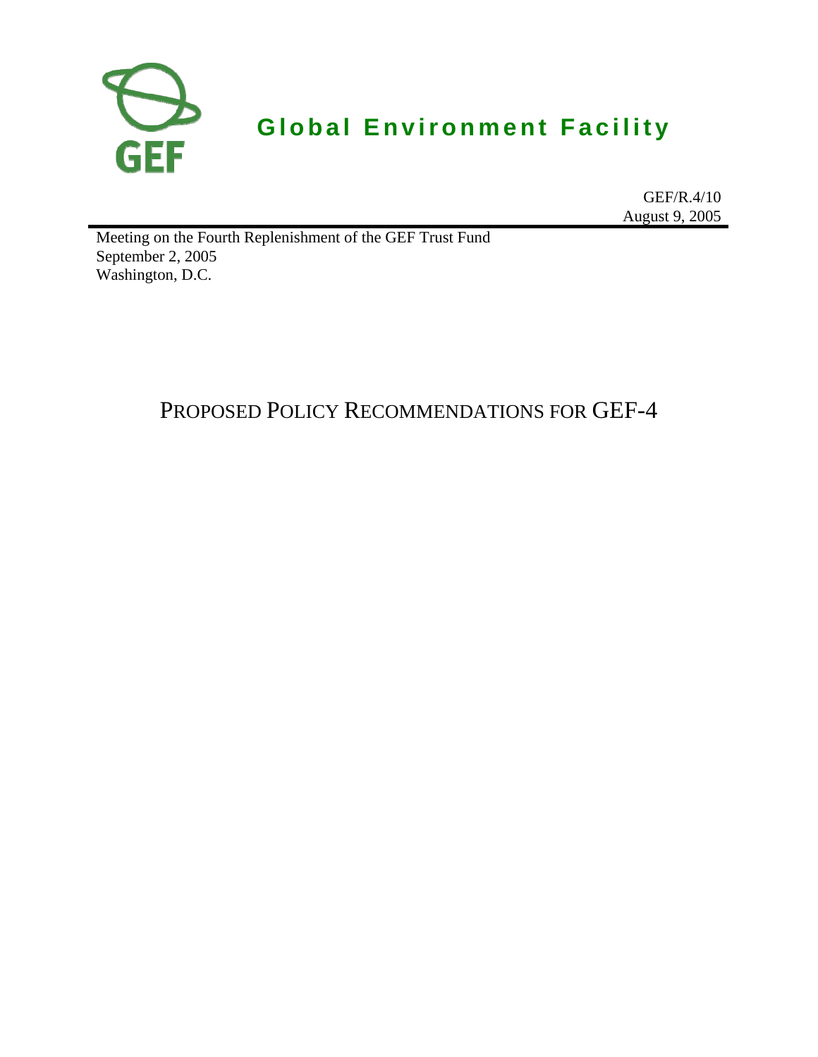# Global Environment Facility

GEF/R.4/10
August 9, 2005

Meeting on the Fourth Replenishment of the GEF Trust Fund
September 2, 2005
Washington, D.C.

# PROPOSED POLICY RECOMMENDATIONS FOR GEF-4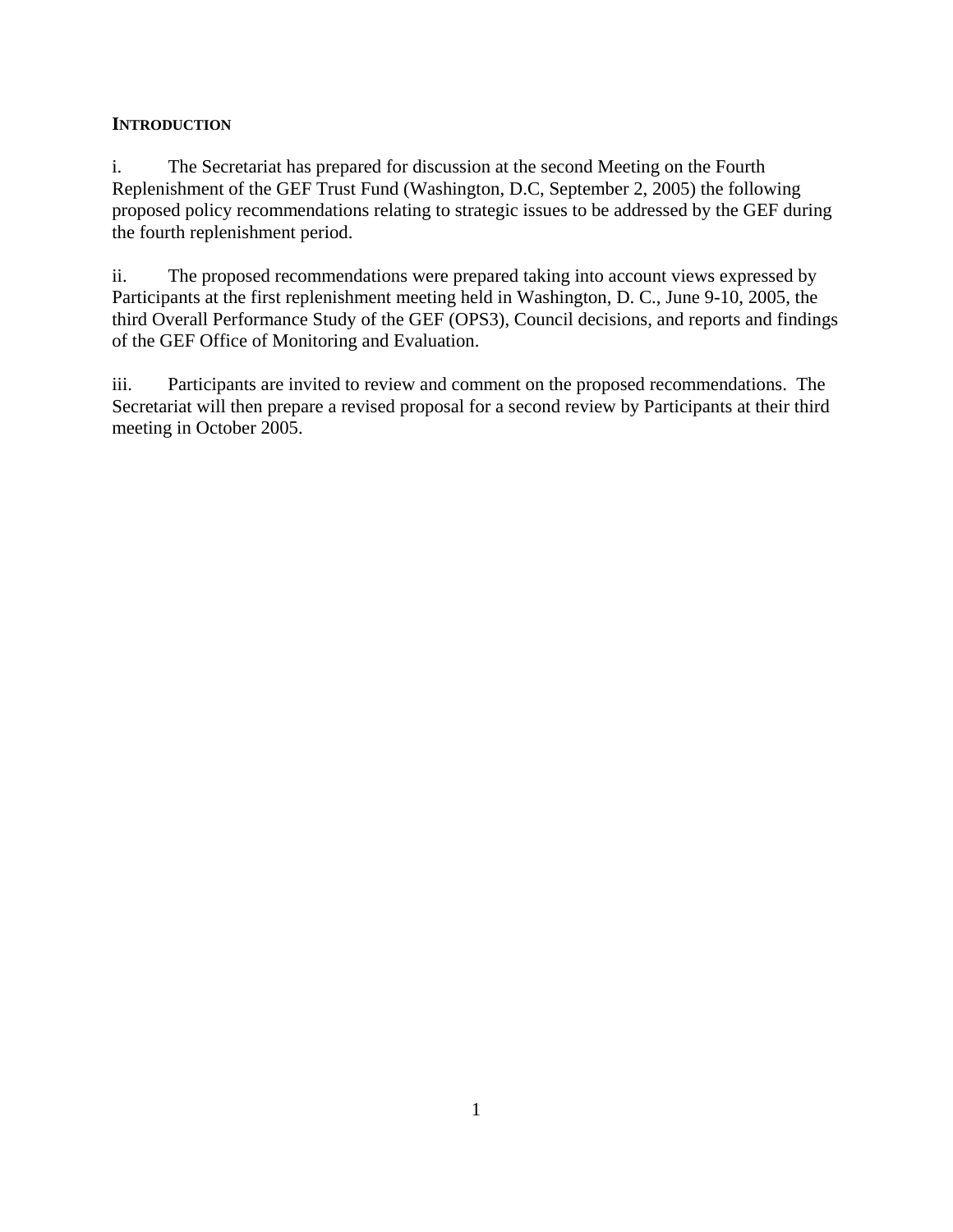## INTRODUCTION

i. The Secretariat has prepared for discussion at the second Meeting on the Fourth Replenishment of the GEF Trust Fund (Washington, D.C, September 2, 2005) the following proposed policy recommendations relating to strategic issues to be addressed by the GEF during the fourth replenishment period.

ii. The proposed recommendations were prepared taking into account views expressed by Participants at the first replenishment meeting held in Washington, D. C., June 9-10, 2005, the third Overall Performance Study of the GEF (OPS3), Council decisions, and reports and findings of the GEF Office of Monitoring and Evaluation.

iii. Participants are invited to review and comment on the proposed recommendations. The Secretariat will then prepare a revised proposal for a second review by Participants at their third meeting in October 2005.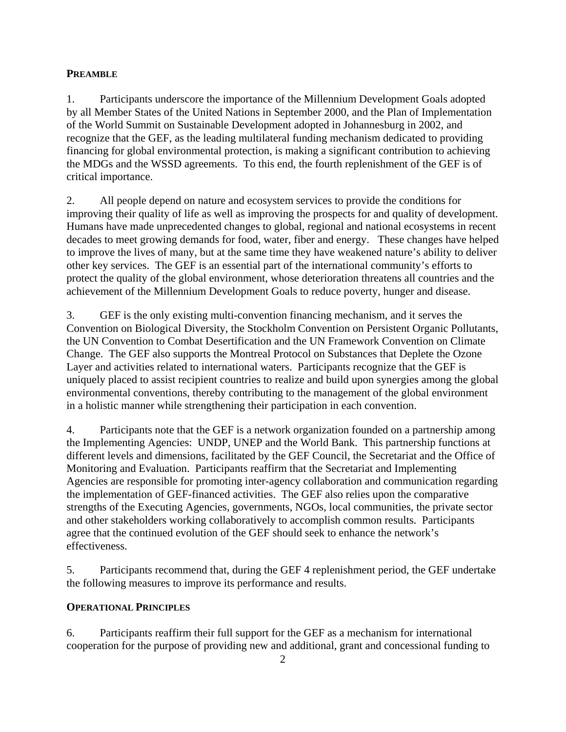## PREAMBLE

1. Participants underscore the importance of the Millennium Development Goals adopted by all Member States of the United Nations in September 2000, and the Plan of Implementation of the World Summit on Sustainable Development adopted in Johannesburg in 2002, and recognize that the GEF, as the leading multilateral funding mechanism dedicated to providing financing for global environmental protection, is making a significant contribution to achieving the MDGs and the WSSD agreements. To this end, the fourth replenishment of the GEF is of critical importance.

2. All people depend on nature and ecosystem services to provide the conditions for improving their quality of life as well as improving the prospects for and quality of development. Humans have made unprecedented changes to global, regional and national ecosystems in recent decades to meet growing demands for food, water, fiber and energy. These changes have helped to improve the lives of many, but at the same time they have weakened nature's ability to deliver other key services. The GEF is an essential part of the international community's efforts to protect the quality of the global environment, whose deterioration threatens all countries and the achievement of the Millennium Development Goals to reduce poverty, hunger and disease.

3. GEF is the only existing multi-convention financing mechanism, and it serves the Convention on Biological Diversity, the Stockholm Convention on Persistent Organic Pollutants, the UN Convention to Combat Desertification and the UN Framework Convention on Climate Change. The GEF also supports the Montreal Protocol on Substances that Deplete the Ozone Layer and activities related to international waters. Participants recognize that the GEF is uniquely placed to assist recipient countries to realize and build upon synergies among the global environmental conventions, thereby contributing to the management of the global environment in a holistic manner while strengthening their participation in each convention.

4. Participants note that the GEF is a network organization founded on a partnership among the Implementing Agencies: UNDP, UNEP and the World Bank. This partnership functions at different levels and dimensions, facilitated by the GEF Council, the Secretariat and the Office of Monitoring and Evaluation. Participants reaffirm that the Secretariat and Implementing Agencies are responsible for promoting inter-agency collaboration and communication regarding the implementation of GEF-financed activities. The GEF also relies upon the comparative strengths of the Executing Agencies, governments, NGOs, local communities, the private sector and other stakeholders working collaboratively to accomplish common results. Participants agree that the continued evolution of the GEF should seek to enhance the network's effectiveness.

5. Participants recommend that, during the GEF 4 replenishment period, the GEF undertake the following measures to improve its performance and results.

## OPERATIONAL PRINCIPLES

6. Participants reaffirm their full support for the GEF as a mechanism for international cooperation for the purpose of providing new and additional, grant and concessional funding to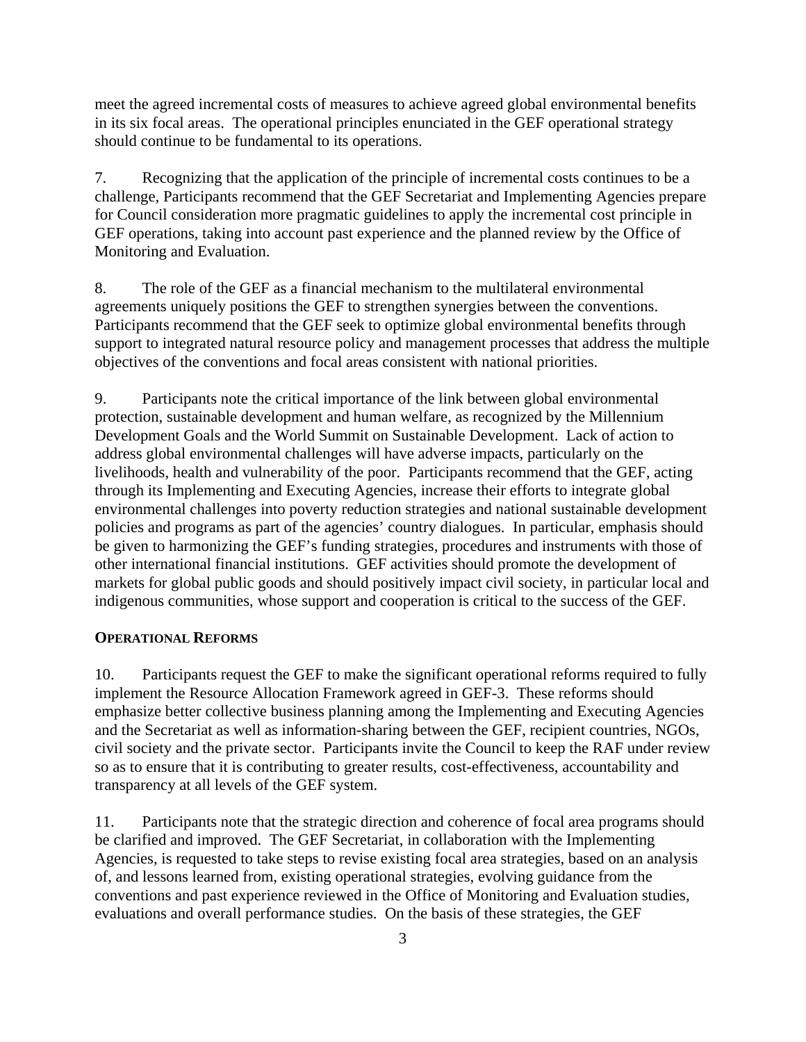meet the agreed incremental costs of measures to achieve agreed global environmental benefits in its six focal areas. The operational principles enunciated in the GEF operational strategy should continue to be fundamental to its operations.

7. Recognizing that the application of the principle of incremental costs continues to be a challenge, Participants recommend that the GEF Secretariat and Implementing Agencies prepare for Council consideration more pragmatic guidelines to apply the incremental cost principle in GEF operations, taking into account past experience and the planned review by the Office of Monitoring and Evaluation.

8. The role of the GEF as a financial mechanism to the multilateral environmental agreements uniquely positions the GEF to strengthen synergies between the conventions. Participants recommend that the GEF seek to optimize global environmental benefits through support to integrated natural resource policy and management processes that address the multiple objectives of the conventions and focal areas consistent with national priorities.

9. Participants note the critical importance of the link between global environmental protection, sustainable development and human welfare, as recognized by the Millennium Development Goals and the World Summit on Sustainable Development. Lack of action to address global environmental challenges will have adverse impacts, particularly on the livelihoods, health and vulnerability of the poor. Participants recommend that the GEF, acting through its Implementing and Executing Agencies, increase their efforts to integrate global environmental challenges into poverty reduction strategies and national sustainable development policies and programs as part of the agencies' country dialogues. In particular, emphasis should be given to harmonizing the GEF's funding strategies, procedures and instruments with those of other international financial institutions. GEF activities should promote the development of markets for global public goods and should positively impact civil society, in particular local and indigenous communities, whose support and cooperation is critical to the success of the GEF.

**OPERATIONAL REFORMS**

10. Participants request the GEF to make the significant operational reforms required to fully implement the Resource Allocation Framework agreed in GEF-3. These reforms should emphasize better collective business planning among the Implementing and Executing Agencies and the Secretariat as well as information-sharing between the GEF, recipient countries, NGOs, civil society and the private sector. Participants invite the Council to keep the RAF under review so as to ensure that it is contributing to greater results, cost-effectiveness, accountability and transparency at all levels of the GEF system.

11. Participants note that the strategic direction and coherence of focal area programs should be clarified and improved. The GEF Secretariat, in collaboration with the Implementing Agencies, is requested to take steps to revise existing focal area strategies, based on an analysis of, and lessons learned from, existing operational strategies, evolving guidance from the conventions and past experience reviewed in the Office of Monitoring and Evaluation studies, evaluations and overall performance studies. On the basis of these strategies, the GEF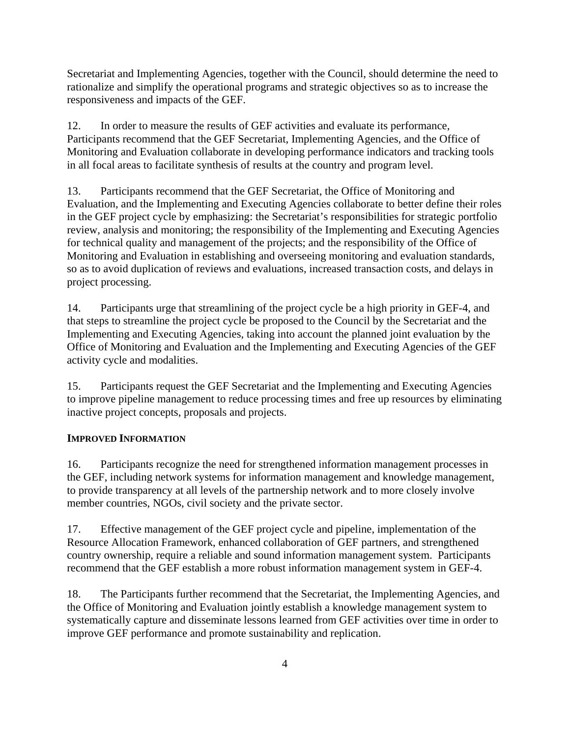Secretariat and Implementing Agencies, together with the Council, should determine the need to rationalize and simplify the operational programs and strategic objectives so as to increase the responsiveness and impacts of the GEF.

12. In order to measure the results of GEF activities and evaluate its performance, Participants recommend that the GEF Secretariat, Implementing Agencies, and the Office of Monitoring and Evaluation collaborate in developing performance indicators and tracking tools in all focal areas to facilitate synthesis of results at the country and program level.

13. Participants recommend that the GEF Secretariat, the Office of Monitoring and Evaluation, and the Implementing and Executing Agencies collaborate to better define their roles in the GEF project cycle by emphasizing: the Secretariat's responsibilities for strategic portfolio review, analysis and monitoring; the responsibility of the Implementing and Executing Agencies for technical quality and management of the projects; and the responsibility of the Office of Monitoring and Evaluation in establishing and overseeing monitoring and evaluation standards, so as to avoid duplication of reviews and evaluations, increased transaction costs, and delays in project processing.

14. Participants urge that streamlining of the project cycle be a high priority in GEF-4, and that steps to streamline the project cycle be proposed to the Council by the Secretariat and the Implementing and Executing Agencies, taking into account the planned joint evaluation by the Office of Monitoring and Evaluation and the Implementing and Executing Agencies of the GEF activity cycle and modalities.

15. Participants request the GEF Secretariat and the Implementing and Executing Agencies to improve pipeline management to reduce processing times and free up resources by eliminating inactive project concepts, proposals and projects.

**IMPROVED INFORMATION**

16. Participants recognize the need for strengthened information management processes in the GEF, including network systems for information management and knowledge management, to provide transparency at all levels of the partnership network and to more closely involve member countries, NGOs, civil society and the private sector.

17. Effective management of the GEF project cycle and pipeline, implementation of the Resource Allocation Framework, enhanced collaboration of GEF partners, and strengthened country ownership, require a reliable and sound information management system. Participants recommend that the GEF establish a more robust information management system in GEF-4.

18. The Participants further recommend that the Secretariat, the Implementing Agencies, and the Office of Monitoring and Evaluation jointly establish a knowledge management system to systematically capture and disseminate lessons learned from GEF activities over time in order to improve GEF performance and promote sustainability and replication.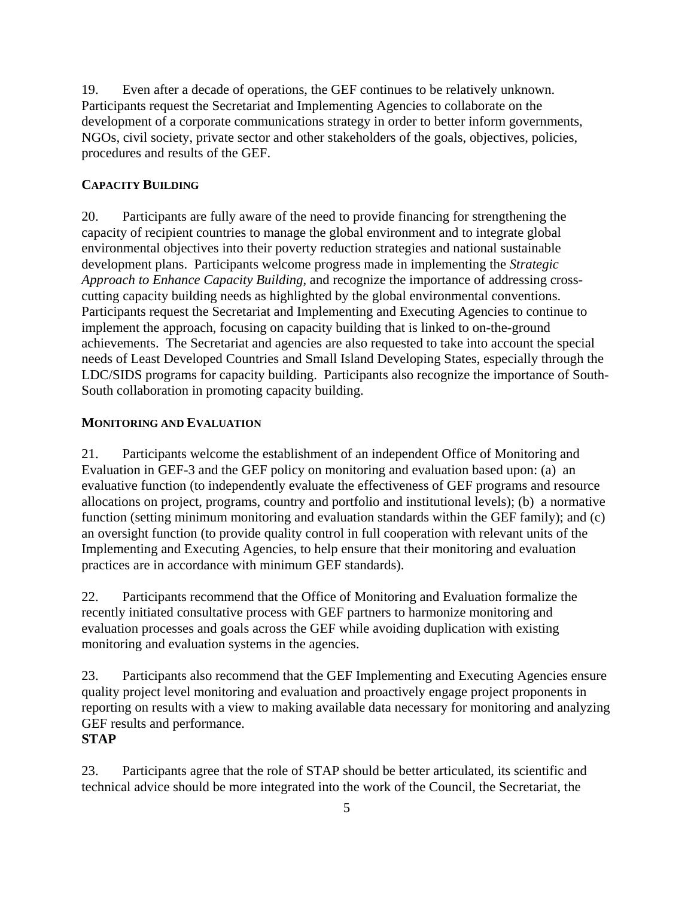19. Even after a decade of operations, the GEF continues to be relatively unknown. Participants request the Secretariat and Implementing Agencies to collaborate on the development of a corporate communications strategy in order to better inform governments, NGOs, civil society, private sector and other stakeholders of the goals, objectives, policies, procedures and results of the GEF.

**CAPACITY BUILDING**

20. Participants are fully aware of the need to provide financing for strengthening the capacity of recipient countries to manage the global environment and to integrate global environmental objectives into their poverty reduction strategies and national sustainable development plans. Participants welcome progress made in implementing the *Strategic Approach to Enhance Capacity Building*, and recognize the importance of addressing cross-cutting capacity building needs as highlighted by the global environmental conventions. Participants request the Secretariat and Implementing and Executing Agencies to continue to implement the approach, focusing on capacity building that is linked to on-the-ground achievements. The Secretariat and agencies are also requested to take into account the special needs of Least Developed Countries and Small Island Developing States, especially through the LDC/SIDS programs for capacity building. Participants also recognize the importance of South-South collaboration in promoting capacity building.

**MONITORING AND EVALUATION**

21. Participants welcome the establishment of an independent Office of Monitoring and Evaluation in GEF-3 and the GEF policy on monitoring and evaluation based upon: (a) an evaluative function (to independently evaluate the effectiveness of GEF programs and resource allocations on project, programs, country and portfolio and institutional levels); (b) a normative function (setting minimum monitoring and evaluation standards within the GEF family); and (c) an oversight function (to provide quality control in full cooperation with relevant units of the Implementing and Executing Agencies, to help ensure that their monitoring and evaluation practices are in accordance with minimum GEF standards).

22. Participants recommend that the Office of Monitoring and Evaluation formalize the recently initiated consultative process with GEF partners to harmonize monitoring and evaluation processes and goals across the GEF while avoiding duplication with existing monitoring and evaluation systems in the agencies.

23. Participants also recommend that the GEF Implementing and Executing Agencies ensure quality project level monitoring and evaluation and proactively engage project proponents in reporting on results with a view to making available data necessary for monitoring and analyzing GEF results and performance.

**STAP**

23. Participants agree that the role of STAP should be better articulated, its scientific and technical advice should be more integrated into the work of the Council, the Secretariat, the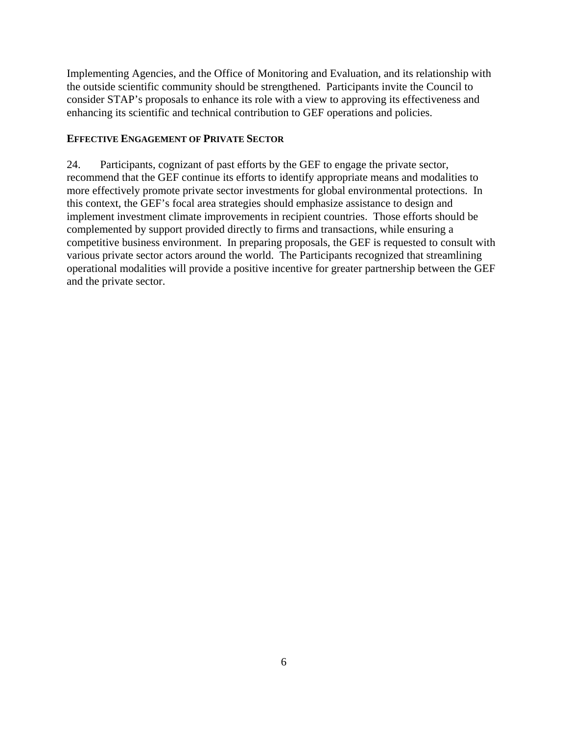Implementing Agencies, and the Office of Monitoring and Evaluation, and its relationship with the outside scientific community should be strengthened. Participants invite the Council to consider STAP's proposals to enhance its role with a view to approving its effectiveness and enhancing its scientific and technical contribution to GEF operations and policies.

### EFFECTIVE ENGAGEMENT OF PRIVATE SECTOR

24. Participants, cognizant of past efforts by the GEF to engage the private sector, recommend that the GEF continue its efforts to identify appropriate means and modalities to more effectively promote private sector investments for global environmental protections. In this context, the GEF's focal area strategies should emphasize assistance to design and implement investment climate improvements in recipient countries. Those efforts should be complemented by support provided directly to firms and transactions, while ensuring a competitive business environment. In preparing proposals, the GEF is requested to consult with various private sector actors around the world. The Participants recognized that streamlining operational modalities will provide a positive incentive for greater partnership between the GEF and the private sector.